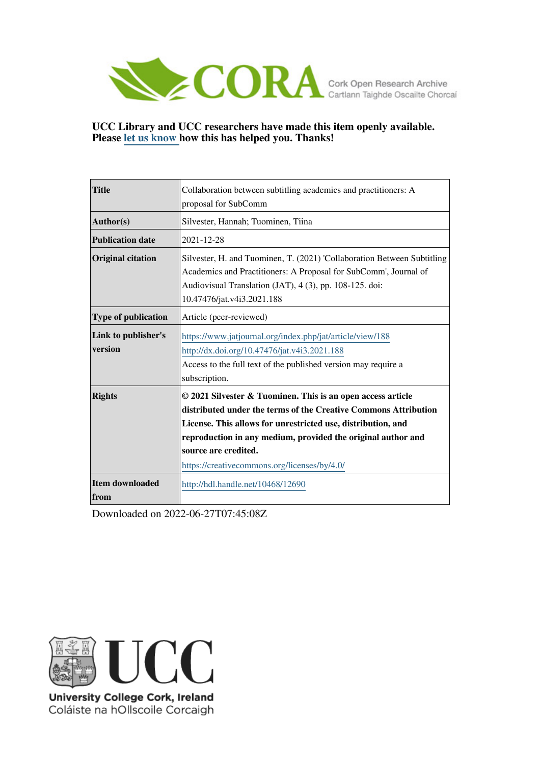UCC Library and UCC researchers have made this item openly available. Please let us know how this has helped you. Thanks!

| | |
|---|---|
| **Title** | Collaboration between subtitling academics and practitioners: A proposal for SubComm |
| **Author(s)** | Silvester, Hannah; Tuominen, Tiina |
| **Publication date** | 2021-12-28 |
| **Original citation** | Silvester, H. and Tuominen, T. (2021) 'Collaboration Between Subtitling Academics and Practitioners: A Proposal for SubComm', Journal of Audiovisual Translation (JAT), 4 (3), pp. 108-125. doi: 10.47476/jat.v4i3.2021.188 |
| **Type of publication** | Article (peer-reviewed) |
| **Link to publisher's version** | https://www.jatjournal.org/index.php/jat/article/view/188 http://dx.doi.org/10.47476/jat.v4i3.2021.188 Access to the full text of the published version may require a subscription. |
| **Rights** | **© 2021 Silvester & Tuominen. This is an open access article distributed under the terms of the Creative Commons Attribution License. This allows for unrestricted use, distribution, and reproduction in any medium, provided the original author and source are credited.** https://creativecommons.org/licenses/by/4.0/ |
| **Item downloaded from** | http://hdl.handle.net/10468/12690 |

Downloaded on 2022-06-27T07:45:08Z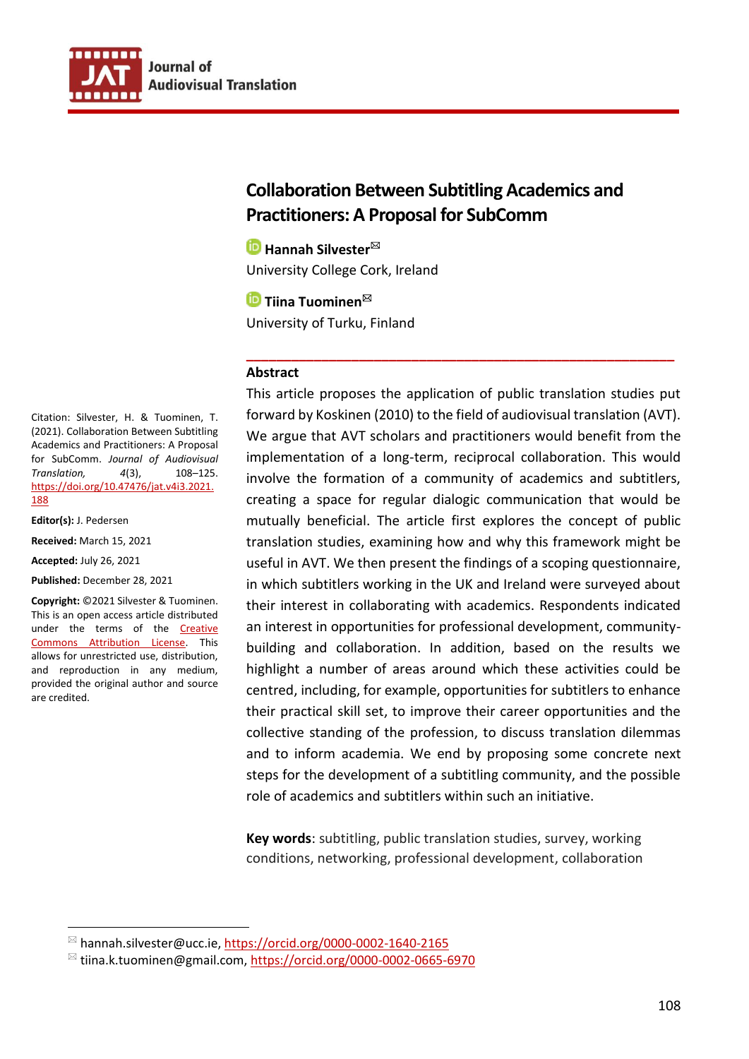# Collaboration Between Subtitling Academics and Practitioners: A Proposal for SubComm

**Hannah Silvester**✉
University College Cork, Ireland

**Tiina Tuominen**✉
University of Turku, Finland

## Abstract

This article proposes the application of public translation studies put forward by Koskinen (2010) to the field of audiovisual translation (AVT). We argue that AVT scholars and practitioners would benefit from the implementation of a long-term, reciprocal collaboration. This would involve the formation of a community of academics and subtitlers, creating a space for regular dialogic communication that would be mutually beneficial. The article first explores the concept of public translation studies, examining how and why this framework might be useful in AVT. We then present the findings of a scoping questionnaire, in which subtitlers working in the UK and Ireland were surveyed about their interest in collaborating with academics. Respondents indicated an interest in opportunities for professional development, community-building and collaboration. In addition, based on the results we highlight a number of areas around which these activities could be centred, including, for example, opportunities for subtitlers to enhance their practical skill set, to improve their career opportunities and the collective standing of the profession, to discuss translation dilemmas and to inform academia. We end by proposing some concrete next steps for the development of a subtitling community, and the possible role of academics and subtitlers within such an initiative.

**Key words**: subtitling, public translation studies, survey, working conditions, networking, professional development, collaboration

Citation: Silvester, H. & Tuominen, T. (2021). Collaboration Between Subtitling Academics and Practitioners: A Proposal for SubComm. *Journal of Audiovisual Translation, 4*(3), 108–125. https://doi.org/10.47476/jat.v4i3.2021.188

**Editor(s):** J. Pedersen

**Received:** March 15, 2021

**Accepted:** July 26, 2021

**Published:** December 28, 2021

**Copyright:** ©2021 Silvester & Tuominen. This is an open access article distributed under the terms of the Creative Commons Attribution License. This allows for unrestricted use, distribution, and reproduction in any medium, provided the original author and source are credited.

✉ hannah.silvester@ucc.ie, https://orcid.org/0000-0002-1640-2165

✉ tiina.k.tuominen@gmail.com, https://orcid.org/0000-0002-0665-6970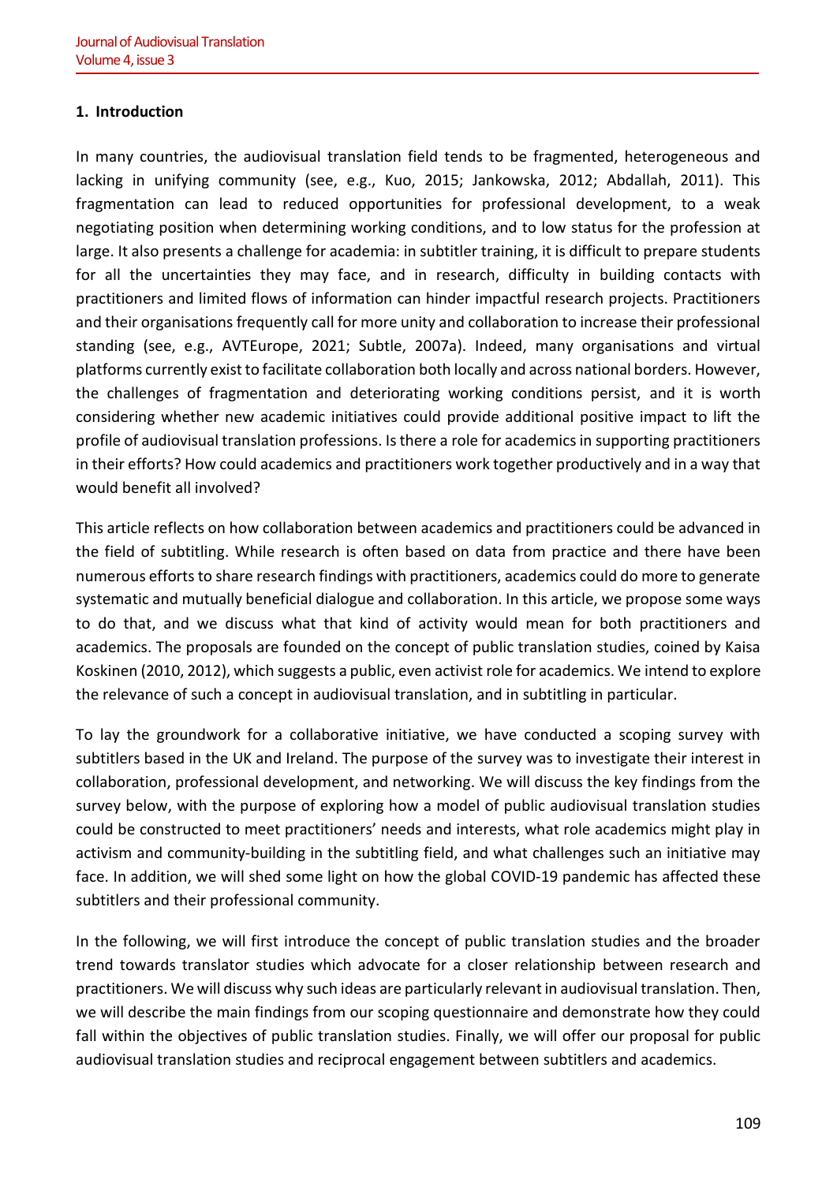## 1. Introduction

In many countries, the audiovisual translation field tends to be fragmented, heterogeneous and lacking in unifying community (see, e.g., Kuo, 2015; Jankowska, 2012; Abdallah, 2011). This fragmentation can lead to reduced opportunities for professional development, to a weak negotiating position when determining working conditions, and to low status for the profession at large. It also presents a challenge for academia: in subtitler training, it is difficult to prepare students for all the uncertainties they may face, and in research, difficulty in building contacts with practitioners and limited flows of information can hinder impactful research projects. Practitioners and their organisations frequently call for more unity and collaboration to increase their professional standing (see, e.g., AVTEurope, 2021; Subtle, 2007a). Indeed, many organisations and virtual platforms currently exist to facilitate collaboration both locally and across national borders. However, the challenges of fragmentation and deteriorating working conditions persist, and it is worth considering whether new academic initiatives could provide additional positive impact to lift the profile of audiovisual translation professions. Is there a role for academics in supporting practitioners in their efforts? How could academics and practitioners work together productively and in a way that would benefit all involved?

This article reflects on how collaboration between academics and practitioners could be advanced in the field of subtitling. While research is often based on data from practice and there have been numerous efforts to share research findings with practitioners, academics could do more to generate systematic and mutually beneficial dialogue and collaboration. In this article, we propose some ways to do that, and we discuss what that kind of activity would mean for both practitioners and academics. The proposals are founded on the concept of public translation studies, coined by Kaisa Koskinen (2010, 2012), which suggests a public, even activist role for academics. We intend to explore the relevance of such a concept in audiovisual translation, and in subtitling in particular.

To lay the groundwork for a collaborative initiative, we have conducted a scoping survey with subtitlers based in the UK and Ireland. The purpose of the survey was to investigate their interest in collaboration, professional development, and networking. We will discuss the key findings from the survey below, with the purpose of exploring how a model of public audiovisual translation studies could be constructed to meet practitioners' needs and interests, what role academics might play in activism and community-building in the subtitling field, and what challenges such an initiative may face. In addition, we will shed some light on how the global COVID-19 pandemic has affected these subtitlers and their professional community.

In the following, we will first introduce the concept of public translation studies and the broader trend towards translator studies which advocate for a closer relationship between research and practitioners. We will discuss why such ideas are particularly relevant in audiovisual translation. Then, we will describe the main findings from our scoping questionnaire and demonstrate how they could fall within the objectives of public translation studies. Finally, we will offer our proposal for public audiovisual translation studies and reciprocal engagement between subtitlers and academics.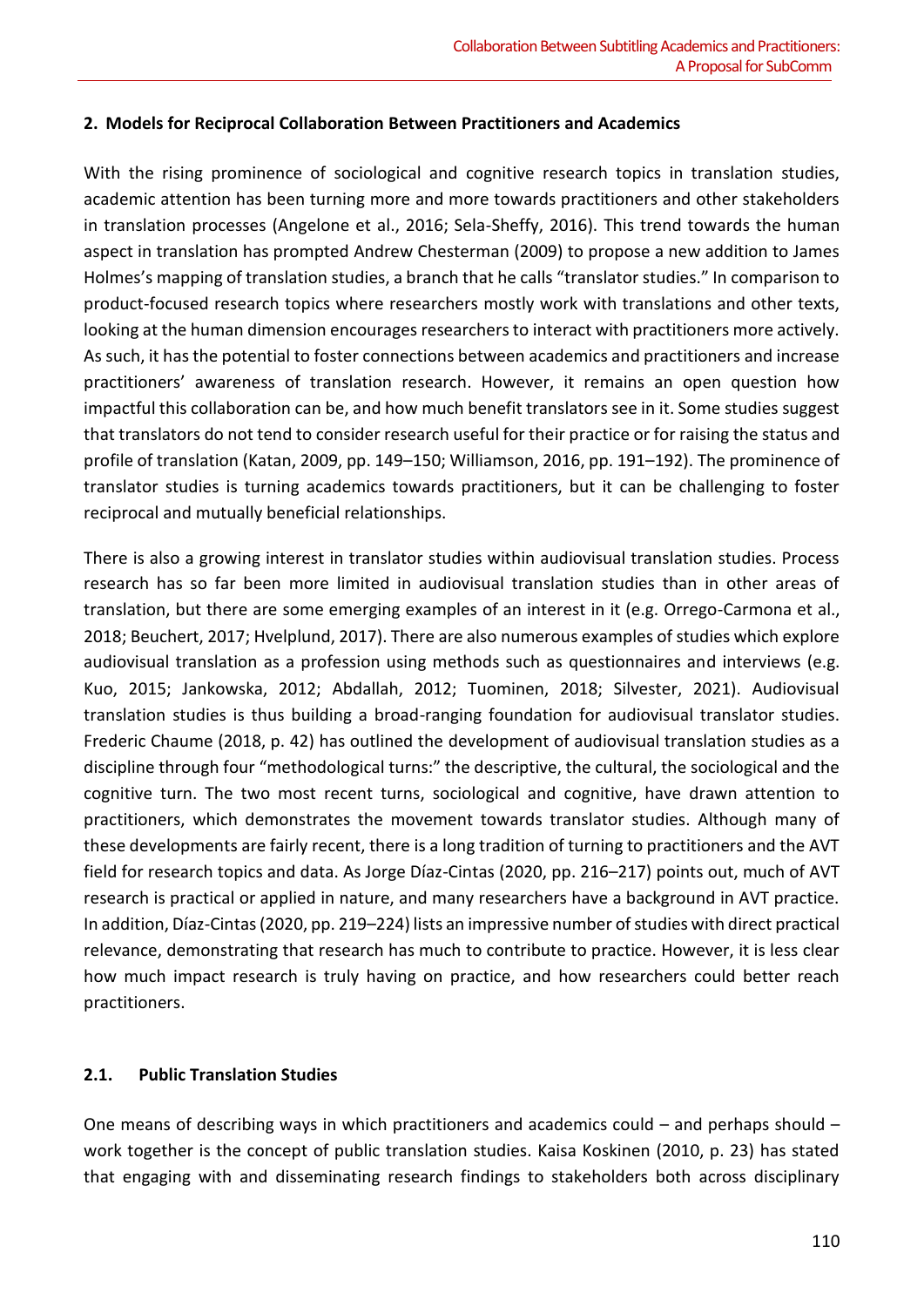## 2. Models for Reciprocal Collaboration Between Practitioners and Academics

With the rising prominence of sociological and cognitive research topics in translation studies, academic attention has been turning more and more towards practitioners and other stakeholders in translation processes (Angelone et al., 2016; Sela-Sheffy, 2016). This trend towards the human aspect in translation has prompted Andrew Chesterman (2009) to propose a new addition to James Holmes's mapping of translation studies, a branch that he calls "translator studies." In comparison to product-focused research topics where researchers mostly work with translations and other texts, looking at the human dimension encourages researchers to interact with practitioners more actively. As such, it has the potential to foster connections between academics and practitioners and increase practitioners' awareness of translation research. However, it remains an open question how impactful this collaboration can be, and how much benefit translators see in it. Some studies suggest that translators do not tend to consider research useful for their practice or for raising the status and profile of translation (Katan, 2009, pp. 149–150; Williamson, 2016, pp. 191–192). The prominence of translator studies is turning academics towards practitioners, but it can be challenging to foster reciprocal and mutually beneficial relationships.

There is also a growing interest in translator studies within audiovisual translation studies. Process research has so far been more limited in audiovisual translation studies than in other areas of translation, but there are some emerging examples of an interest in it (e.g. Orrego-Carmona et al., 2018; Beuchert, 2017; Hvelplund, 2017). There are also numerous examples of studies which explore audiovisual translation as a profession using methods such as questionnaires and interviews (e.g. Kuo, 2015; Jankowska, 2012; Abdallah, 2012; Tuominen, 2018; Silvester, 2021). Audiovisual translation studies is thus building a broad-ranging foundation for audiovisual translator studies. Frederic Chaume (2018, p. 42) has outlined the development of audiovisual translation studies as a discipline through four "methodological turns:" the descriptive, the cultural, the sociological and the cognitive turn. The two most recent turns, sociological and cognitive, have drawn attention to practitioners, which demonstrates the movement towards translator studies. Although many of these developments are fairly recent, there is a long tradition of turning to practitioners and the AVT field for research topics and data. As Jorge Díaz-Cintas (2020, pp. 216–217) points out, much of AVT research is practical or applied in nature, and many researchers have a background in AVT practice. In addition, Díaz-Cintas (2020, pp. 219–224) lists an impressive number of studies with direct practical relevance, demonstrating that research has much to contribute to practice. However, it is less clear how much impact research is truly having on practice, and how researchers could better reach practitioners.

### 2.1. Public Translation Studies

One means of describing ways in which practitioners and academics could – and perhaps should – work together is the concept of public translation studies. Kaisa Koskinen (2010, p. 23) has stated that engaging with and disseminating research findings to stakeholders both across disciplinary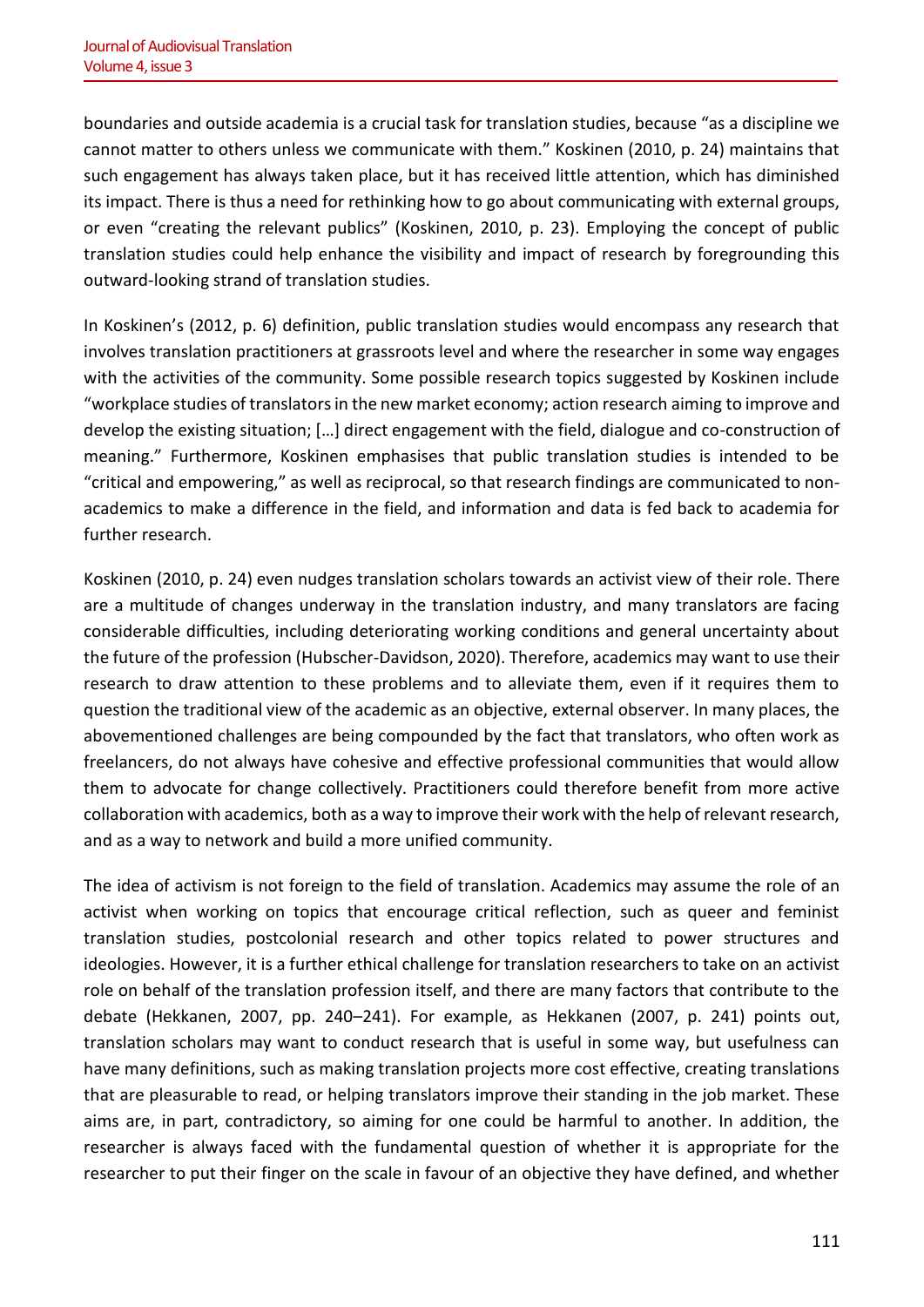boundaries and outside academia is a crucial task for translation studies, because "as a discipline we cannot matter to others unless we communicate with them." Koskinen (2010, p. 24) maintains that such engagement has always taken place, but it has received little attention, which has diminished its impact. There is thus a need for rethinking how to go about communicating with external groups, or even "creating the relevant publics" (Koskinen, 2010, p. 23). Employing the concept of public translation studies could help enhance the visibility and impact of research by foregrounding this outward-looking strand of translation studies.

In Koskinen's (2012, p. 6) definition, public translation studies would encompass any research that involves translation practitioners at grassroots level and where the researcher in some way engages with the activities of the community. Some possible research topics suggested by Koskinen include "workplace studies of translators in the new market economy; action research aiming to improve and develop the existing situation; […] direct engagement with the field, dialogue and co-construction of meaning." Furthermore, Koskinen emphasises that public translation studies is intended to be "critical and empowering," as well as reciprocal, so that research findings are communicated to non-academics to make a difference in the field, and information and data is fed back to academia for further research.

Koskinen (2010, p. 24) even nudges translation scholars towards an activist view of their role. There are a multitude of changes underway in the translation industry, and many translators are facing considerable difficulties, including deteriorating working conditions and general uncertainty about the future of the profession (Hubscher-Davidson, 2020). Therefore, academics may want to use their research to draw attention to these problems and to alleviate them, even if it requires them to question the traditional view of the academic as an objective, external observer. In many places, the abovementioned challenges are being compounded by the fact that translators, who often work as freelancers, do not always have cohesive and effective professional communities that would allow them to advocate for change collectively. Practitioners could therefore benefit from more active collaboration with academics, both as a way to improve their work with the help of relevant research, and as a way to network and build a more unified community.

The idea of activism is not foreign to the field of translation. Academics may assume the role of an activist when working on topics that encourage critical reflection, such as queer and feminist translation studies, postcolonial research and other topics related to power structures and ideologies. However, it is a further ethical challenge for translation researchers to take on an activist role on behalf of the translation profession itself, and there are many factors that contribute to the debate (Hekkanen, 2007, pp. 240–241). For example, as Hekkanen (2007, p. 241) points out, translation scholars may want to conduct research that is useful in some way, but usefulness can have many definitions, such as making translation projects more cost effective, creating translations that are pleasurable to read, or helping translators improve their standing in the job market. These aims are, in part, contradictory, so aiming for one could be harmful to another. In addition, the researcher is always faced with the fundamental question of whether it is appropriate for the researcher to put their finger on the scale in favour of an objective they have defined, and whether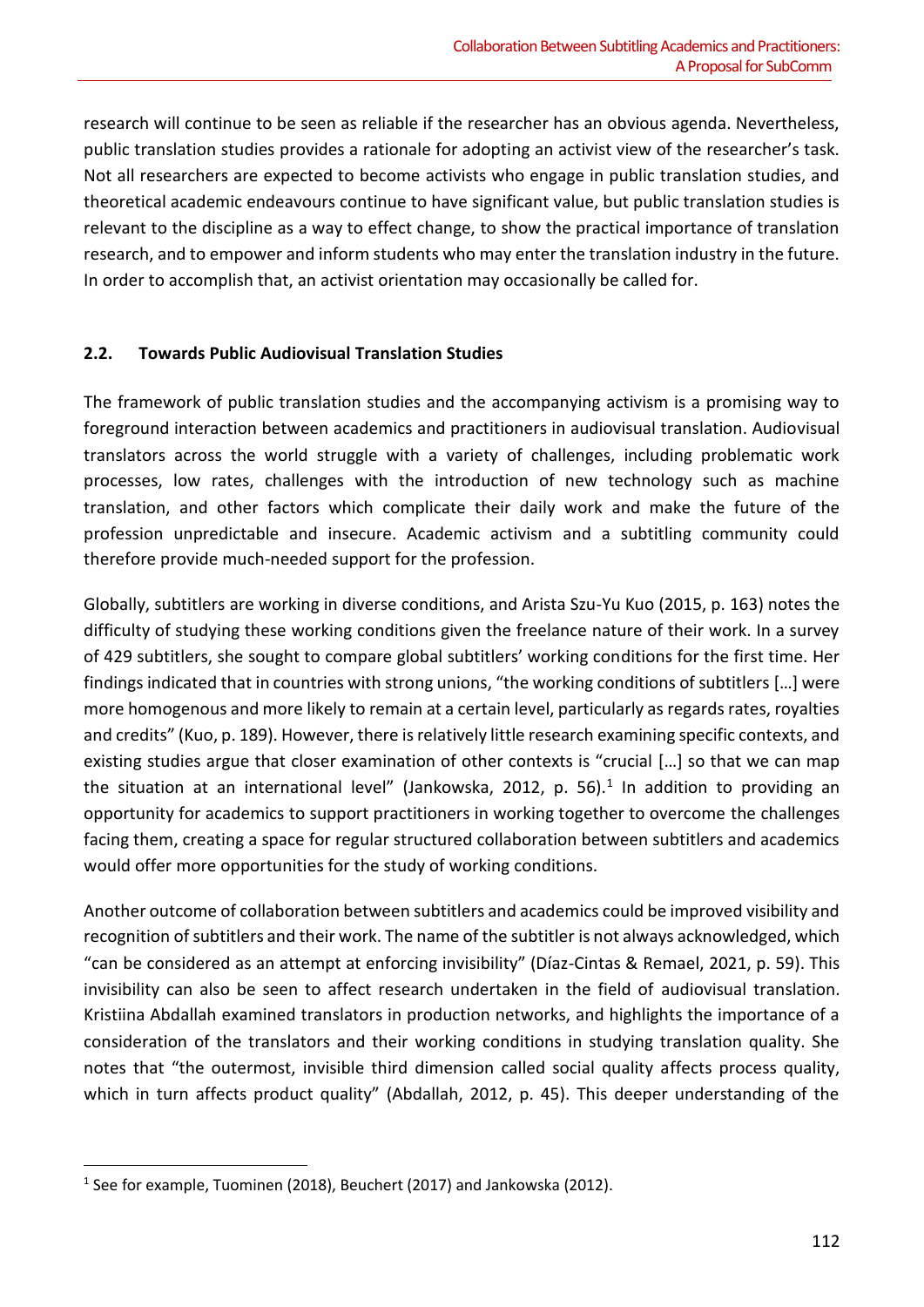research will continue to be seen as reliable if the researcher has an obvious agenda. Nevertheless, public translation studies provides a rationale for adopting an activist view of the researcher's task. Not all researchers are expected to become activists who engage in public translation studies, and theoretical academic endeavours continue to have significant value, but public translation studies is relevant to the discipline as a way to effect change, to show the practical importance of translation research, and to empower and inform students who may enter the translation industry in the future. In order to accomplish that, an activist orientation may occasionally be called for.

### 2.2. Towards Public Audiovisual Translation Studies

The framework of public translation studies and the accompanying activism is a promising way to foreground interaction between academics and practitioners in audiovisual translation. Audiovisual translators across the world struggle with a variety of challenges, including problematic work processes, low rates, challenges with the introduction of new technology such as machine translation, and other factors which complicate their daily work and make the future of the profession unpredictable and insecure. Academic activism and a subtitling community could therefore provide much-needed support for the profession.

Globally, subtitlers are working in diverse conditions, and Arista Szu-Yu Kuo (2015, p. 163) notes the difficulty of studying these working conditions given the freelance nature of their work. In a survey of 429 subtitlers, she sought to compare global subtitlers' working conditions for the first time. Her findings indicated that in countries with strong unions, "the working conditions of subtitlers […] were more homogenous and more likely to remain at a certain level, particularly as regards rates, royalties and credits" (Kuo, p. 189). However, there is relatively little research examining specific contexts, and existing studies argue that closer examination of other contexts is "crucial […] so that we can map the situation at an international level" (Jankowska, 2012, p. 56).[1] In addition to providing an opportunity for academics to support practitioners in working together to overcome the challenges facing them, creating a space for regular structured collaboration between subtitlers and academics would offer more opportunities for the study of working conditions.

Another outcome of collaboration between subtitlers and academics could be improved visibility and recognition of subtitlers and their work. The name of the subtitler is not always acknowledged, which "can be considered as an attempt at enforcing invisibility" (Díaz-Cintas & Remael, 2021, p. 59). This invisibility can also be seen to affect research undertaken in the field of audiovisual translation. Kristiina Abdallah examined translators in production networks, and highlights the importance of a consideration of the translators and their working conditions in studying translation quality. She notes that "the outermost, invisible third dimension called social quality affects process quality, which in turn affects product quality" (Abdallah, 2012, p. 45). This deeper understanding of the

---

[1] See for example, Tuominen (2018), Beuchert (2017) and Jankowska (2012).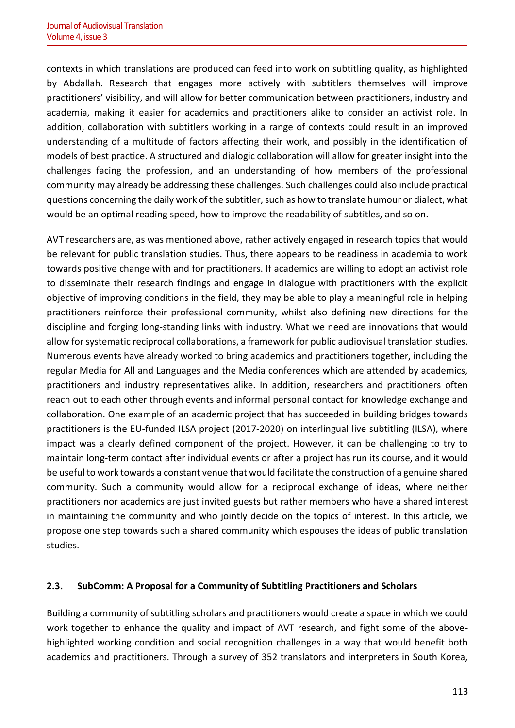contexts in which translations are produced can feed into work on subtitling quality, as highlighted by Abdallah. Research that engages more actively with subtitlers themselves will improve practitioners' visibility, and will allow for better communication between practitioners, industry and academia, making it easier for academics and practitioners alike to consider an activist role. In addition, collaboration with subtitlers working in a range of contexts could result in an improved understanding of a multitude of factors affecting their work, and possibly in the identification of models of best practice. A structured and dialogic collaboration will allow for greater insight into the challenges facing the profession, and an understanding of how members of the professional community may already be addressing these challenges. Such challenges could also include practical questions concerning the daily work of the subtitler, such as how to translate humour or dialect, what would be an optimal reading speed, how to improve the readability of subtitles, and so on.

AVT researchers are, as was mentioned above, rather actively engaged in research topics that would be relevant for public translation studies. Thus, there appears to be readiness in academia to work towards positive change with and for practitioners. If academics are willing to adopt an activist role to disseminate their research findings and engage in dialogue with practitioners with the explicit objective of improving conditions in the field, they may be able to play a meaningful role in helping practitioners reinforce their professional community, whilst also defining new directions for the discipline and forging long-standing links with industry. What we need are innovations that would allow for systematic reciprocal collaborations, a framework for public audiovisual translation studies. Numerous events have already worked to bring academics and practitioners together, including the regular Media for All and Languages and the Media conferences which are attended by academics, practitioners and industry representatives alike. In addition, researchers and practitioners often reach out to each other through events and informal personal contact for knowledge exchange and collaboration. One example of an academic project that has succeeded in building bridges towards practitioners is the EU-funded ILSA project (2017-2020) on interlingual live subtitling (ILSA), where impact was a clearly defined component of the project. However, it can be challenging to try to maintain long-term contact after individual events or after a project has run its course, and it would be useful to work towards a constant venue that would facilitate the construction of a genuine shared community. Such a community would allow for a reciprocal exchange of ideas, where neither practitioners nor academics are just invited guests but rather members who have a shared interest in maintaining the community and who jointly decide on the topics of interest. In this article, we propose one step towards such a shared community which espouses the ideas of public translation studies.

### 2.3. SubComm: A Proposal for a Community of Subtitling Practitioners and Scholars

Building a community of subtitling scholars and practitioners would create a space in which we could work together to enhance the quality and impact of AVT research, and fight some of the above-highlighted working condition and social recognition challenges in a way that would benefit both academics and practitioners. Through a survey of 352 translators and interpreters in South Korea,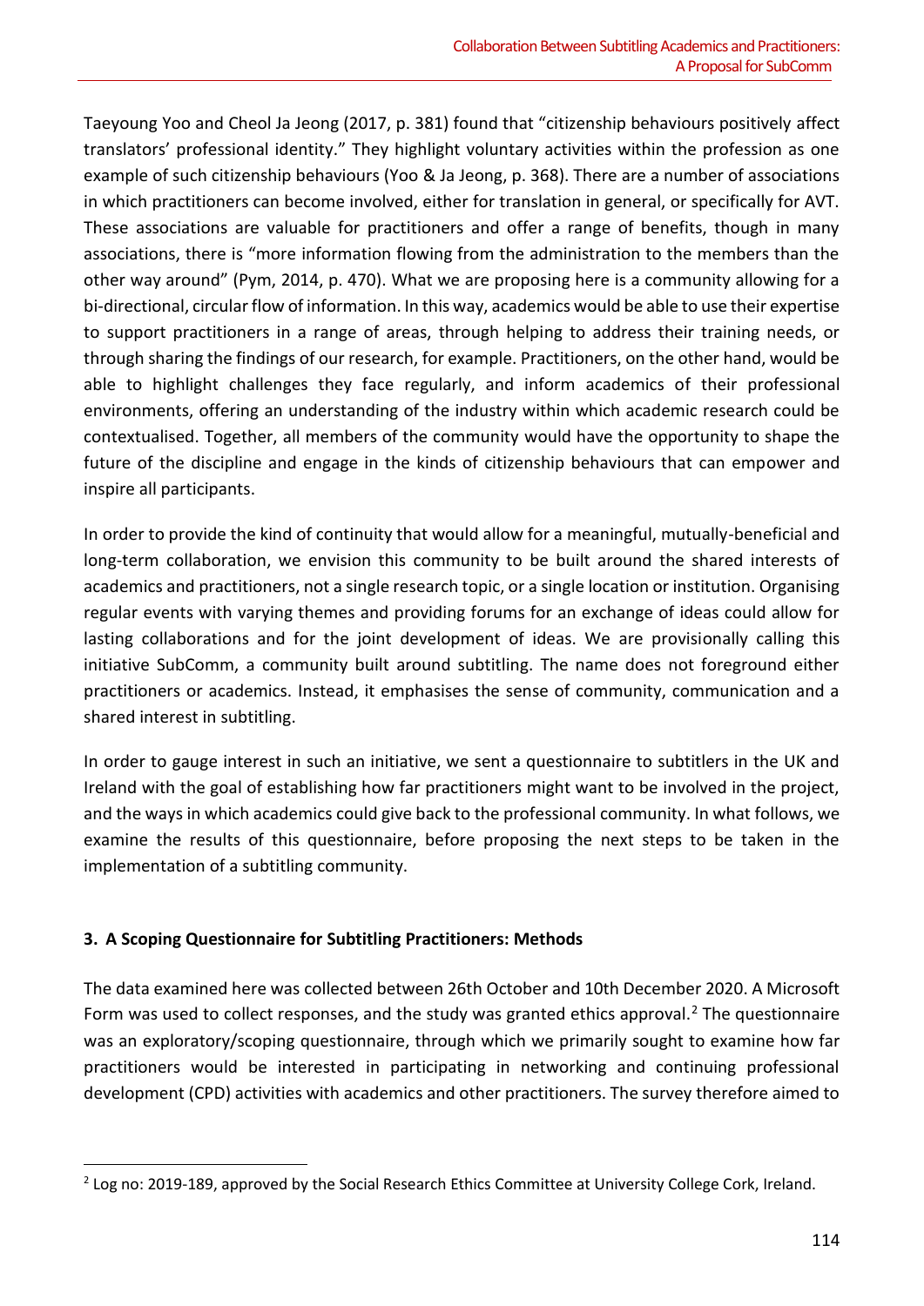Taeyoung Yoo and Cheol Ja Jeong (2017, p. 381) found that "citizenship behaviours positively affect translators' professional identity." They highlight voluntary activities within the profession as one example of such citizenship behaviours (Yoo & Ja Jeong, p. 368). There are a number of associations in which practitioners can become involved, either for translation in general, or specifically for AVT. These associations are valuable for practitioners and offer a range of benefits, though in many associations, there is "more information flowing from the administration to the members than the other way around" (Pym, 2014, p. 470). What we are proposing here is a community allowing for a bi-directional, circular flow of information. In this way, academics would be able to use their expertise to support practitioners in a range of areas, through helping to address their training needs, or through sharing the findings of our research, for example. Practitioners, on the other hand, would be able to highlight challenges they face regularly, and inform academics of their professional environments, offering an understanding of the industry within which academic research could be contextualised. Together, all members of the community would have the opportunity to shape the future of the discipline and engage in the kinds of citizenship behaviours that can empower and inspire all participants.

In order to provide the kind of continuity that would allow for a meaningful, mutually-beneficial and long-term collaboration, we envision this community to be built around the shared interests of academics and practitioners, not a single research topic, or a single location or institution. Organising regular events with varying themes and providing forums for an exchange of ideas could allow for lasting collaborations and for the joint development of ideas. We are provisionally calling this initiative SubComm, a community built around subtitling. The name does not foreground either practitioners or academics. Instead, it emphasises the sense of community, communication and a shared interest in subtitling.

In order to gauge interest in such an initiative, we sent a questionnaire to subtitlers in the UK and Ireland with the goal of establishing how far practitioners might want to be involved in the project, and the ways in which academics could give back to the professional community. In what follows, we examine the results of this questionnaire, before proposing the next steps to be taken in the implementation of a subtitling community.

### 3. A Scoping Questionnaire for Subtitling Practitioners: Methods

The data examined here was collected between 26th October and 10th December 2020. A Microsoft Form was used to collect responses, and the study was granted ethics approval.[2] The questionnaire was an exploratory/scoping questionnaire, through which we primarily sought to examine how far practitioners would be interested in participating in networking and continuing professional development (CPD) activities with academics and other practitioners. The survey therefore aimed to

[2] Log no: 2019-189, approved by the Social Research Ethics Committee at University College Cork, Ireland.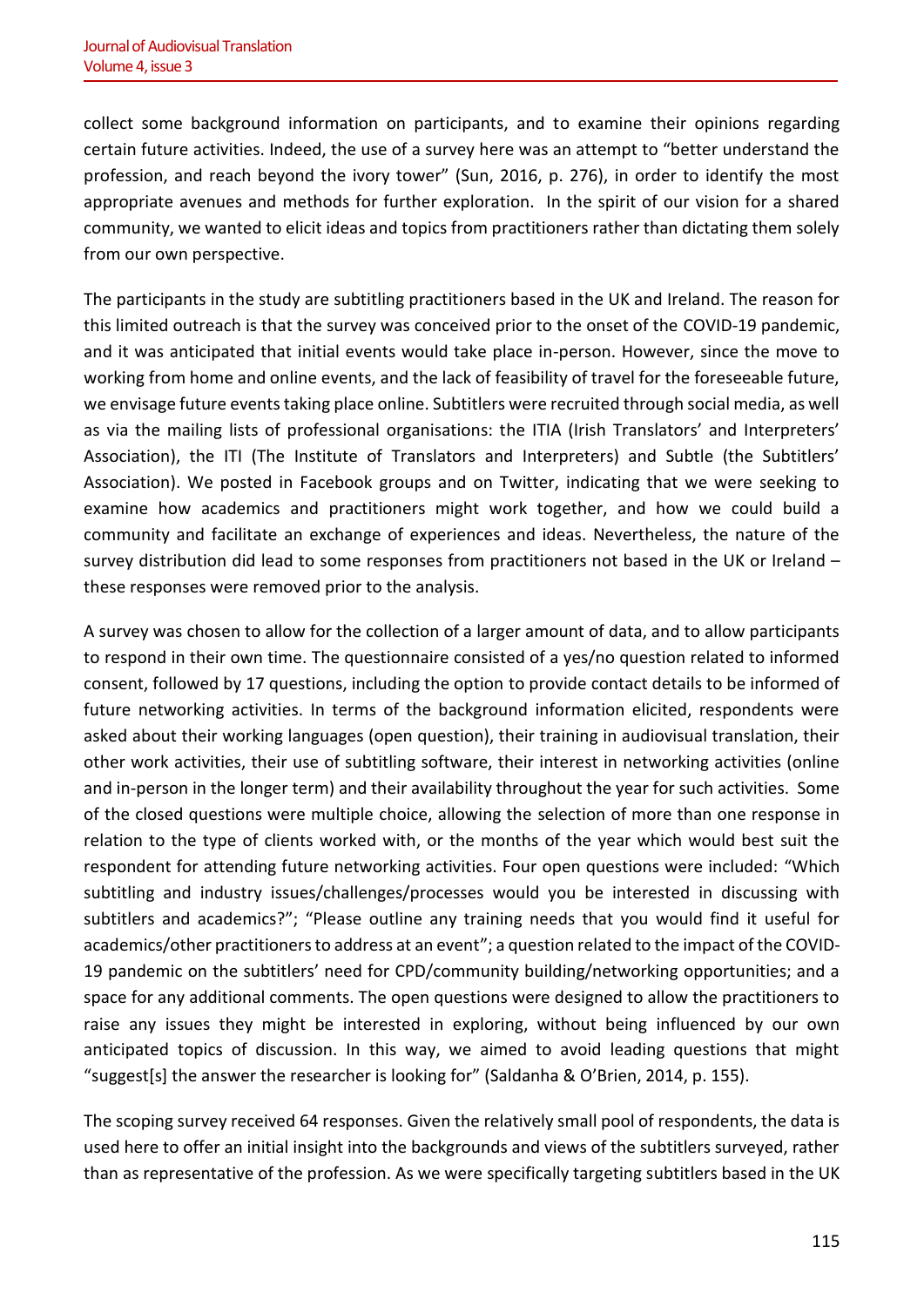collect some background information on participants, and to examine their opinions regarding certain future activities. Indeed, the use of a survey here was an attempt to "better understand the profession, and reach beyond the ivory tower" (Sun, 2016, p. 276), in order to identify the most appropriate avenues and methods for further exploration. In the spirit of our vision for a shared community, we wanted to elicit ideas and topics from practitioners rather than dictating them solely from our own perspective.

The participants in the study are subtitling practitioners based in the UK and Ireland. The reason for this limited outreach is that the survey was conceived prior to the onset of the COVID-19 pandemic, and it was anticipated that initial events would take place in-person. However, since the move to working from home and online events, and the lack of feasibility of travel for the foreseeable future, we envisage future events taking place online. Subtitlers were recruited through social media, as well as via the mailing lists of professional organisations: the ITIA (Irish Translators' and Interpreters' Association), the ITI (The Institute of Translators and Interpreters) and Subtle (the Subtitlers' Association). We posted in Facebook groups and on Twitter, indicating that we were seeking to examine how academics and practitioners might work together, and how we could build a community and facilitate an exchange of experiences and ideas. Nevertheless, the nature of the survey distribution did lead to some responses from practitioners not based in the UK or Ireland – these responses were removed prior to the analysis.

A survey was chosen to allow for the collection of a larger amount of data, and to allow participants to respond in their own time. The questionnaire consisted of a yes/no question related to informed consent, followed by 17 questions, including the option to provide contact details to be informed of future networking activities. In terms of the background information elicited, respondents were asked about their working languages (open question), their training in audiovisual translation, their other work activities, their use of subtitling software, their interest in networking activities (online and in-person in the longer term) and their availability throughout the year for such activities. Some of the closed questions were multiple choice, allowing the selection of more than one response in relation to the type of clients worked with, or the months of the year which would best suit the respondent for attending future networking activities. Four open questions were included: "Which subtitling and industry issues/challenges/processes would you be interested in discussing with subtitlers and academics?"; "Please outline any training needs that you would find it useful for academics/other practitioners to address at an event"; a question related to the impact of the COVID-19 pandemic on the subtitlers' need for CPD/community building/networking opportunities; and a space for any additional comments. The open questions were designed to allow the practitioners to raise any issues they might be interested in exploring, without being influenced by our own anticipated topics of discussion. In this way, we aimed to avoid leading questions that might "suggest[s] the answer the researcher is looking for" (Saldanha & O'Brien, 2014, p. 155).

The scoping survey received 64 responses. Given the relatively small pool of respondents, the data is used here to offer an initial insight into the backgrounds and views of the subtitlers surveyed, rather than as representative of the profession. As we were specifically targeting subtitlers based in the UK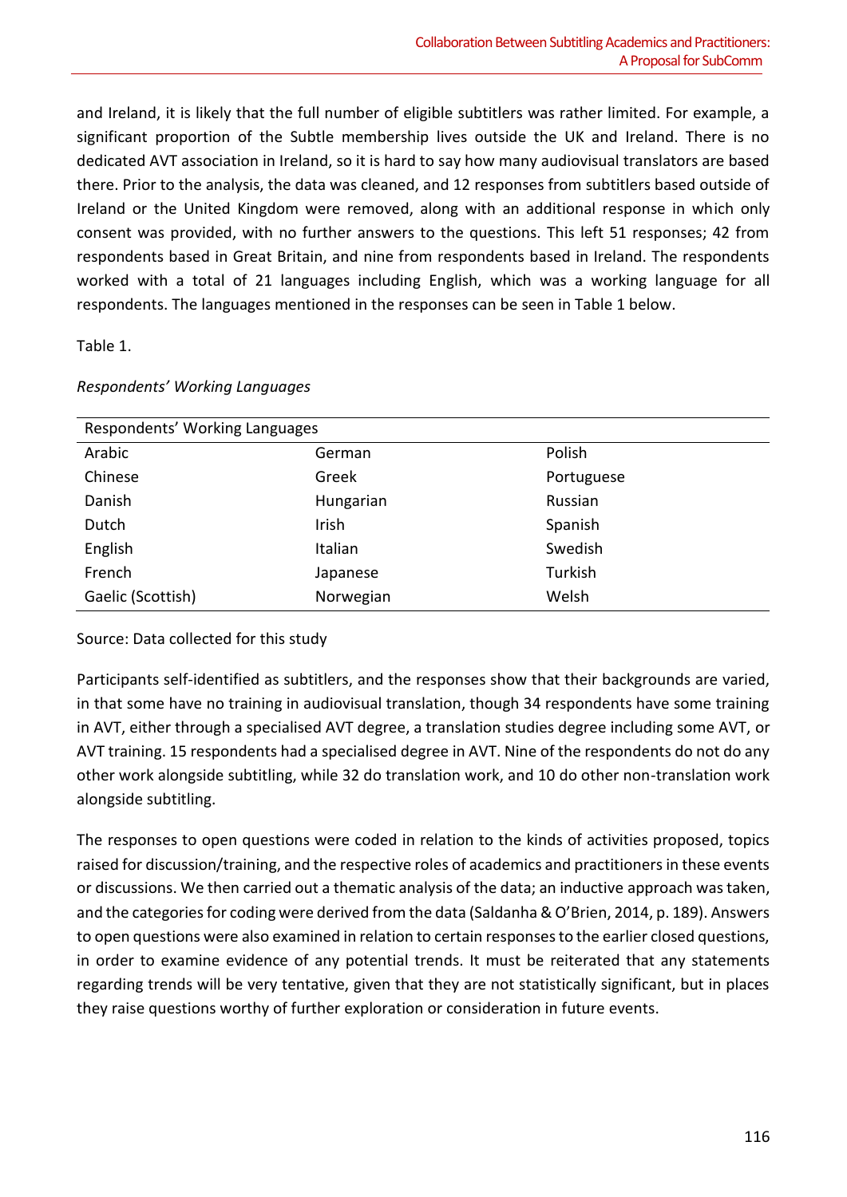and Ireland, it is likely that the full number of eligible subtitlers was rather limited. For example, a significant proportion of the Subtle membership lives outside the UK and Ireland. There is no dedicated AVT association in Ireland, so it is hard to say how many audiovisual translators are based there. Prior to the analysis, the data was cleaned, and 12 responses from subtitlers based outside of Ireland or the United Kingdom were removed, along with an additional response in which only consent was provided, with no further answers to the questions. This left 51 responses; 42 from respondents based in Great Britain, and nine from respondents based in Ireland. The respondents worked with a total of 21 languages including English, which was a working language for all respondents. The languages mentioned in the responses can be seen in Table 1 below.

Table 1.

*Respondents' Working Languages*

| Respondents' Working Languages | | |
|---|---|---|
| Arabic | German | Polish |
| Chinese | Greek | Portuguese |
| Danish | Hungarian | Russian |
| Dutch | Irish | Spanish |
| English | Italian | Swedish |
| French | Japanese | Turkish |
| Gaelic (Scottish) | Norwegian | Welsh |

Source: Data collected for this study

Participants self-identified as subtitlers, and the responses show that their backgrounds are varied, in that some have no training in audiovisual translation, though 34 respondents have some training in AVT, either through a specialised AVT degree, a translation studies degree including some AVT, or AVT training. 15 respondents had a specialised degree in AVT. Nine of the respondents do not do any other work alongside subtitling, while 32 do translation work, and 10 do other non-translation work alongside subtitling.

The responses to open questions were coded in relation to the kinds of activities proposed, topics raised for discussion/training, and the respective roles of academics and practitioners in these events or discussions. We then carried out a thematic analysis of the data; an inductive approach was taken, and the categories for coding were derived from the data (Saldanha & O'Brien, 2014, p. 189). Answers to open questions were also examined in relation to certain responses to the earlier closed questions, in order to examine evidence of any potential trends. It must be reiterated that any statements regarding trends will be very tentative, given that they are not statistically significant, but in places they raise questions worthy of further exploration or consideration in future events.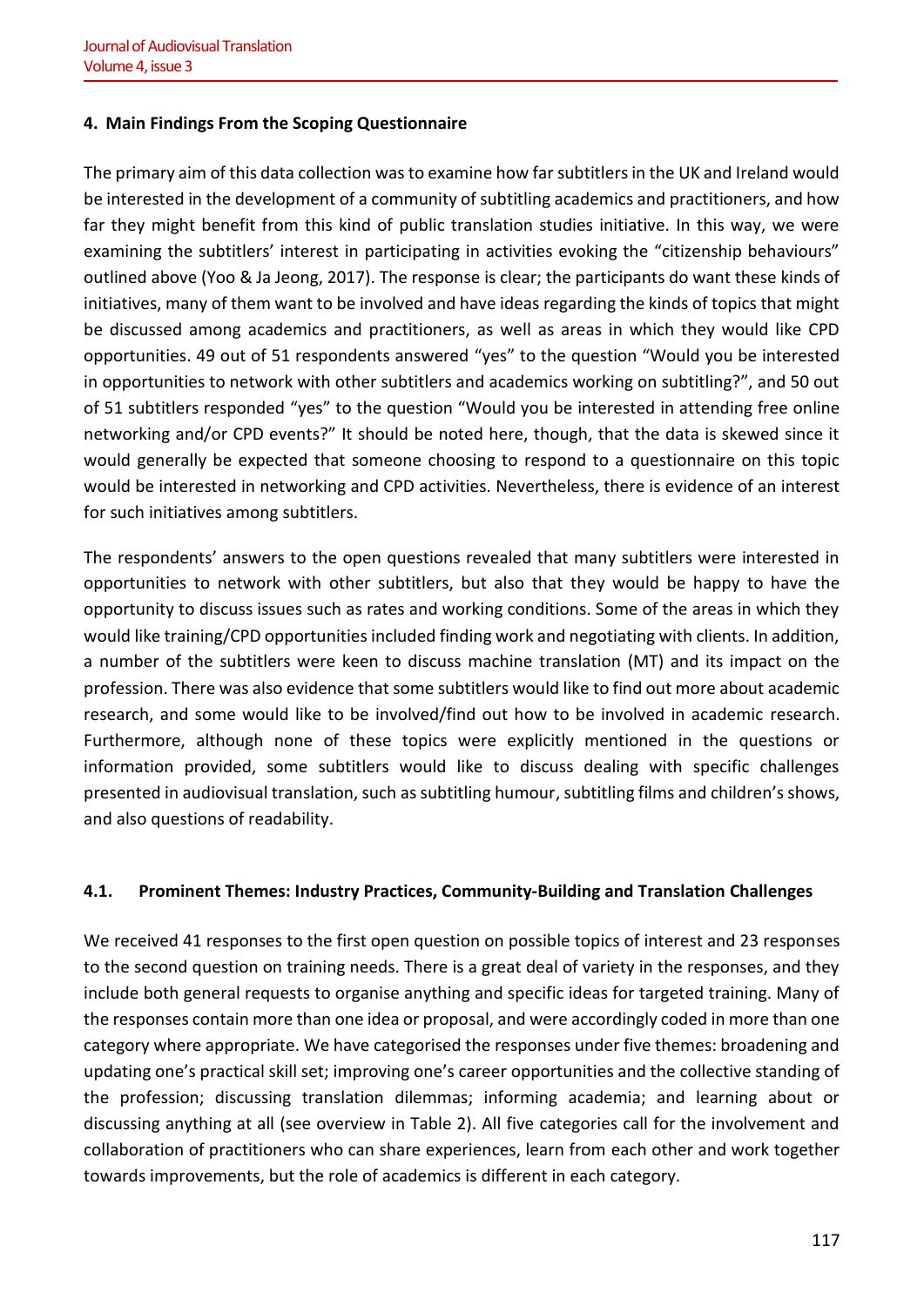## 4. Main Findings From the Scoping Questionnaire

The primary aim of this data collection was to examine how far subtitlers in the UK and Ireland would be interested in the development of a community of subtitling academics and practitioners, and how far they might benefit from this kind of public translation studies initiative. In this way, we were examining the subtitlers' interest in participating in activities evoking the "citizenship behaviours" outlined above (Yoo & Ja Jeong, 2017). The response is clear; the participants do want these kinds of initiatives, many of them want to be involved and have ideas regarding the kinds of topics that might be discussed among academics and practitioners, as well as areas in which they would like CPD opportunities. 49 out of 51 respondents answered "yes" to the question "Would you be interested in opportunities to network with other subtitlers and academics working on subtitling?", and 50 out of 51 subtitlers responded "yes" to the question "Would you be interested in attending free online networking and/or CPD events?" It should be noted here, though, that the data is skewed since it would generally be expected that someone choosing to respond to a questionnaire on this topic would be interested in networking and CPD activities. Nevertheless, there is evidence of an interest for such initiatives among subtitlers.

The respondents' answers to the open questions revealed that many subtitlers were interested in opportunities to network with other subtitlers, but also that they would be happy to have the opportunity to discuss issues such as rates and working conditions. Some of the areas in which they would like training/CPD opportunities included finding work and negotiating with clients. In addition, a number of the subtitlers were keen to discuss machine translation (MT) and its impact on the profession. There was also evidence that some subtitlers would like to find out more about academic research, and some would like to be involved/find out how to be involved in academic research. Furthermore, although none of these topics were explicitly mentioned in the questions or information provided, some subtitlers would like to discuss dealing with specific challenges presented in audiovisual translation, such as subtitling humour, subtitling films and children's shows, and also questions of readability.

### 4.1. Prominent Themes: Industry Practices, Community-Building and Translation Challenges

We received 41 responses to the first open question on possible topics of interest and 23 responses to the second question on training needs. There is a great deal of variety in the responses, and they include both general requests to organise anything and specific ideas for targeted training. Many of the responses contain more than one idea or proposal, and were accordingly coded in more than one category where appropriate. We have categorised the responses under five themes: broadening and updating one's practical skill set; improving one's career opportunities and the collective standing of the profession; discussing translation dilemmas; informing academia; and learning about or discussing anything at all (see overview in Table 2). All five categories call for the involvement and collaboration of practitioners who can share experiences, learn from each other and work together towards improvements, but the role of academics is different in each category.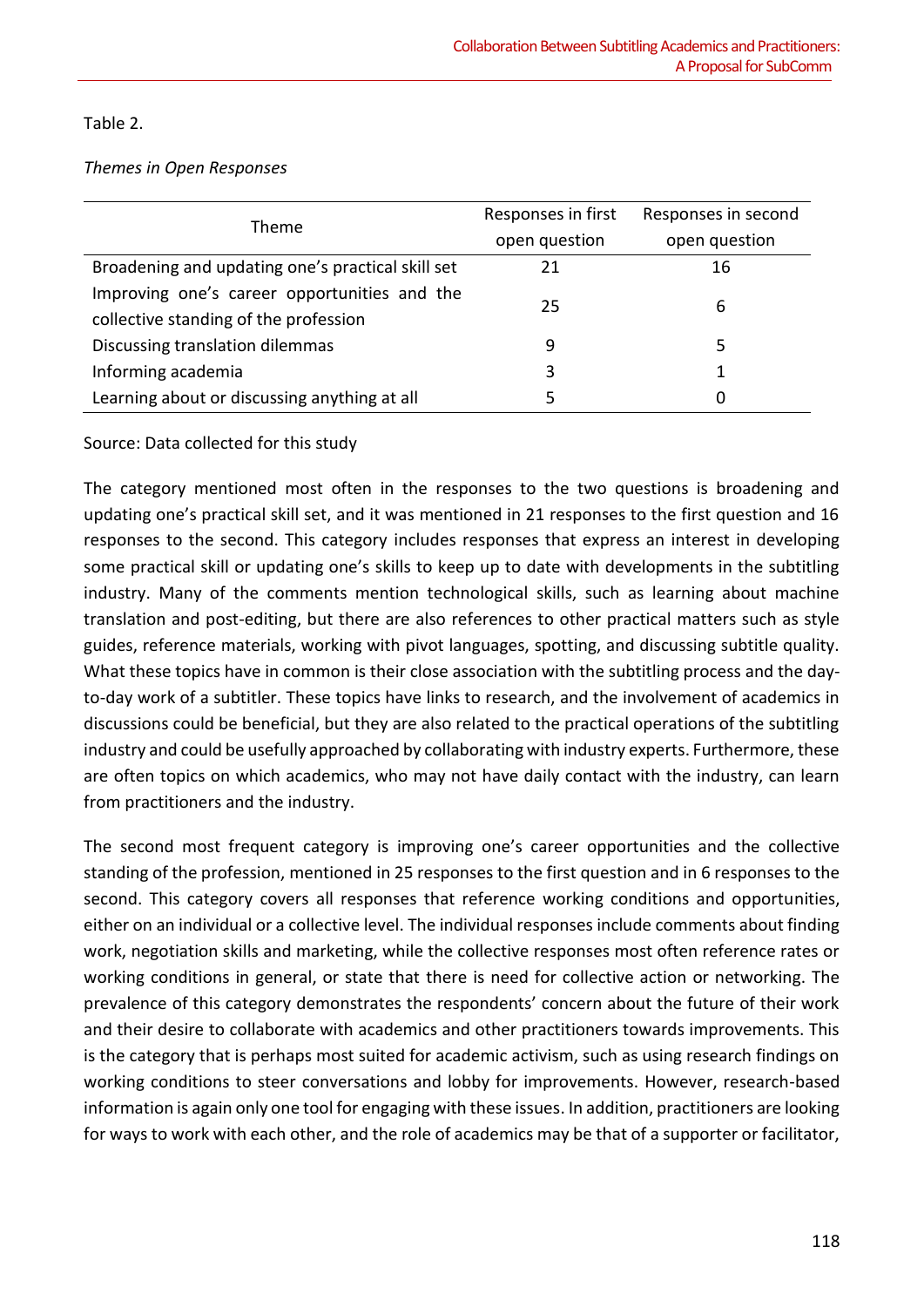Table 2.

*Themes in Open Responses*

| Theme | Responses in first open question | Responses in second open question |
|---|---|---|
| Broadening and updating one's practical skill set | 21 | 16 |
| Improving one's career opportunities and the collective standing of the profession | 25 | 6 |
| Discussing translation dilemmas | 9 | 5 |
| Informing academia | 3 | 1 |
| Learning about or discussing anything at all | 5 | 0 |

Source: Data collected for this study

The category mentioned most often in the responses to the two questions is broadening and updating one's practical skill set, and it was mentioned in 21 responses to the first question and 16 responses to the second. This category includes responses that express an interest in developing some practical skill or updating one's skills to keep up to date with developments in the subtitling industry. Many of the comments mention technological skills, such as learning about machine translation and post-editing, but there are also references to other practical matters such as style guides, reference materials, working with pivot languages, spotting, and discussing subtitle quality. What these topics have in common is their close association with the subtitling process and the day-to-day work of a subtitler. These topics have links to research, and the involvement of academics in discussions could be beneficial, but they are also related to the practical operations of the subtitling industry and could be usefully approached by collaborating with industry experts. Furthermore, these are often topics on which academics, who may not have daily contact with the industry, can learn from practitioners and the industry.

The second most frequent category is improving one's career opportunities and the collective standing of the profession, mentioned in 25 responses to the first question and in 6 responses to the second. This category covers all responses that reference working conditions and opportunities, either on an individual or a collective level. The individual responses include comments about finding work, negotiation skills and marketing, while the collective responses most often reference rates or working conditions in general, or state that there is need for collective action or networking. The prevalence of this category demonstrates the respondents' concern about the future of their work and their desire to collaborate with academics and other practitioners towards improvements. This is the category that is perhaps most suited for academic activism, such as using research findings on working conditions to steer conversations and lobby for improvements. However, research-based information is again only one tool for engaging with these issues. In addition, practitioners are looking for ways to work with each other, and the role of academics may be that of a supporter or facilitator,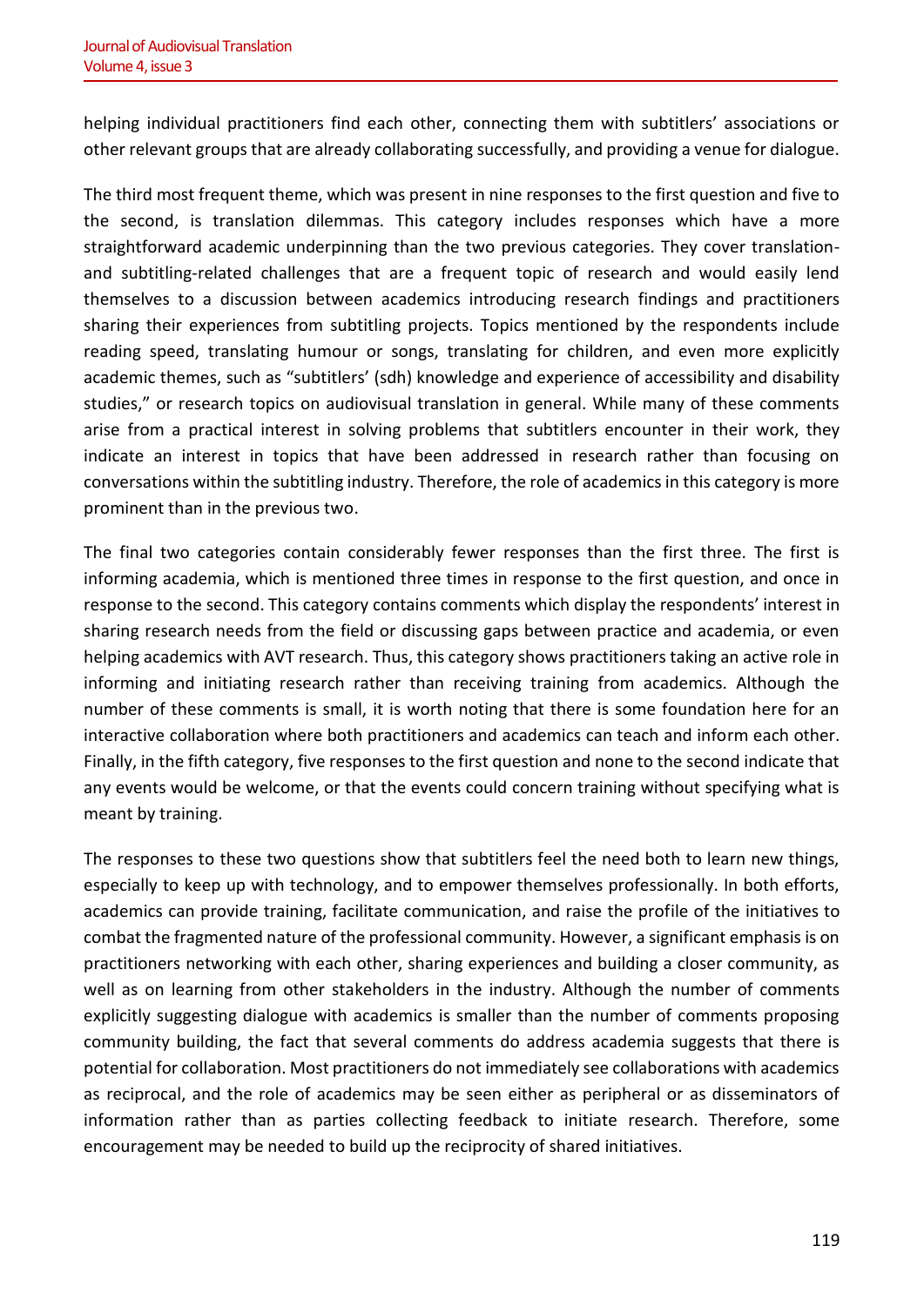helping individual practitioners find each other, connecting them with subtitlers' associations or other relevant groups that are already collaborating successfully, and providing a venue for dialogue.

The third most frequent theme, which was present in nine responses to the first question and five to the second, is translation dilemmas. This category includes responses which have a more straightforward academic underpinning than the two previous categories. They cover translation- and subtitling-related challenges that are a frequent topic of research and would easily lend themselves to a discussion between academics introducing research findings and practitioners sharing their experiences from subtitling projects. Topics mentioned by the respondents include reading speed, translating humour or songs, translating for children, and even more explicitly academic themes, such as "subtitlers' (sdh) knowledge and experience of accessibility and disability studies," or research topics on audiovisual translation in general. While many of these comments arise from a practical interest in solving problems that subtitlers encounter in their work, they indicate an interest in topics that have been addressed in research rather than focusing on conversations within the subtitling industry. Therefore, the role of academics in this category is more prominent than in the previous two.

The final two categories contain considerably fewer responses than the first three. The first is informing academia, which is mentioned three times in response to the first question, and once in response to the second. This category contains comments which display the respondents' interest in sharing research needs from the field or discussing gaps between practice and academia, or even helping academics with AVT research. Thus, this category shows practitioners taking an active role in informing and initiating research rather than receiving training from academics. Although the number of these comments is small, it is worth noting that there is some foundation here for an interactive collaboration where both practitioners and academics can teach and inform each other. Finally, in the fifth category, five responses to the first question and none to the second indicate that any events would be welcome, or that the events could concern training without specifying what is meant by training.

The responses to these two questions show that subtitlers feel the need both to learn new things, especially to keep up with technology, and to empower themselves professionally. In both efforts, academics can provide training, facilitate communication, and raise the profile of the initiatives to combat the fragmented nature of the professional community. However, a significant emphasis is on practitioners networking with each other, sharing experiences and building a closer community, as well as on learning from other stakeholders in the industry. Although the number of comments explicitly suggesting dialogue with academics is smaller than the number of comments proposing community building, the fact that several comments do address academia suggests that there is potential for collaboration. Most practitioners do not immediately see collaborations with academics as reciprocal, and the role of academics may be seen either as peripheral or as disseminators of information rather than as parties collecting feedback to initiate research. Therefore, some encouragement may be needed to build up the reciprocity of shared initiatives.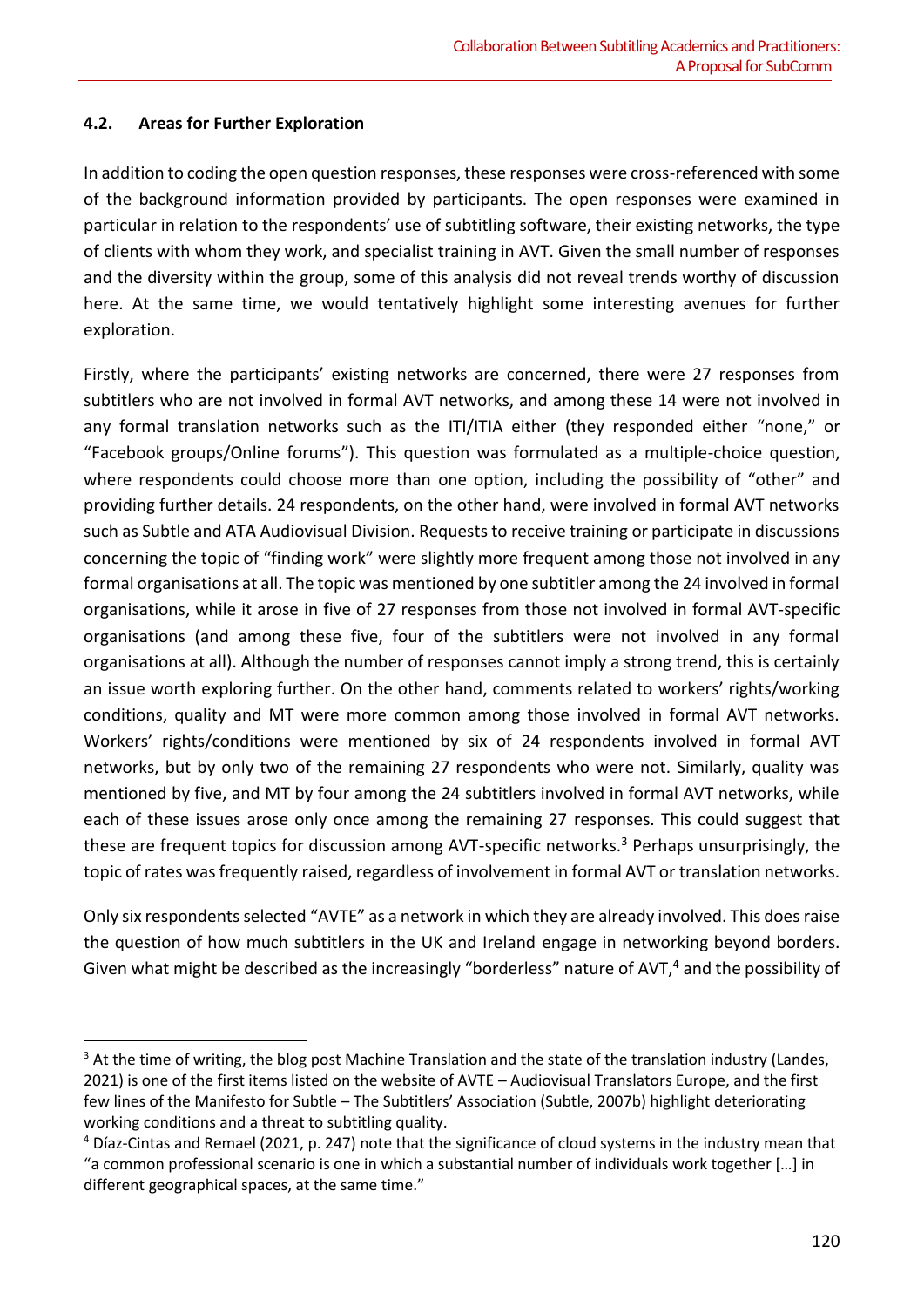### 4.2. Areas for Further Exploration

In addition to coding the open question responses, these responses were cross-referenced with some of the background information provided by participants. The open responses were examined in particular in relation to the respondents' use of subtitling software, their existing networks, the type of clients with whom they work, and specialist training in AVT. Given the small number of responses and the diversity within the group, some of this analysis did not reveal trends worthy of discussion here. At the same time, we would tentatively highlight some interesting avenues for further exploration.

Firstly, where the participants' existing networks are concerned, there were 27 responses from subtitlers who are not involved in formal AVT networks, and among these 14 were not involved in any formal translation networks such as the ITI/ITIA either (they responded either "none," or "Facebook groups/Online forums"). This question was formulated as a multiple-choice question, where respondents could choose more than one option, including the possibility of "other" and providing further details. 24 respondents, on the other hand, were involved in formal AVT networks such as Subtle and ATA Audiovisual Division. Requests to receive training or participate in discussions concerning the topic of "finding work" were slightly more frequent among those not involved in any formal organisations at all. The topic was mentioned by one subtitler among the 24 involved in formal organisations, while it arose in five of 27 responses from those not involved in formal AVT-specific organisations (and among these five, four of the subtitlers were not involved in any formal organisations at all). Although the number of responses cannot imply a strong trend, this is certainly an issue worth exploring further. On the other hand, comments related to workers' rights/working conditions, quality and MT were more common among those involved in formal AVT networks. Workers' rights/conditions were mentioned by six of 24 respondents involved in formal AVT networks, but by only two of the remaining 27 respondents who were not. Similarly, quality was mentioned by five, and MT by four among the 24 subtitlers involved in formal AVT networks, while each of these issues arose only once among the remaining 27 responses. This could suggest that these are frequent topics for discussion among AVT-specific networks.[3] Perhaps unsurprisingly, the topic of rates was frequently raised, regardless of involvement in formal AVT or translation networks.

Only six respondents selected "AVTE" as a network in which they are already involved. This does raise the question of how much subtitlers in the UK and Ireland engage in networking beyond borders. Given what might be described as the increasingly "borderless" nature of AVT,[4] and the possibility of

---

[3] At the time of writing, the blog post Machine Translation and the state of the translation industry (Landes, 2021) is one of the first items listed on the website of AVTE – Audiovisual Translators Europe, and the first few lines of the Manifesto for Subtle – The Subtitlers' Association (Subtle, 2007b) highlight deteriorating working conditions and a threat to subtitling quality.

[4] Díaz-Cintas and Remael (2021, p. 247) note that the significance of cloud systems in the industry mean that "a common professional scenario is one in which a substantial number of individuals work together […] in different geographical spaces, at the same time."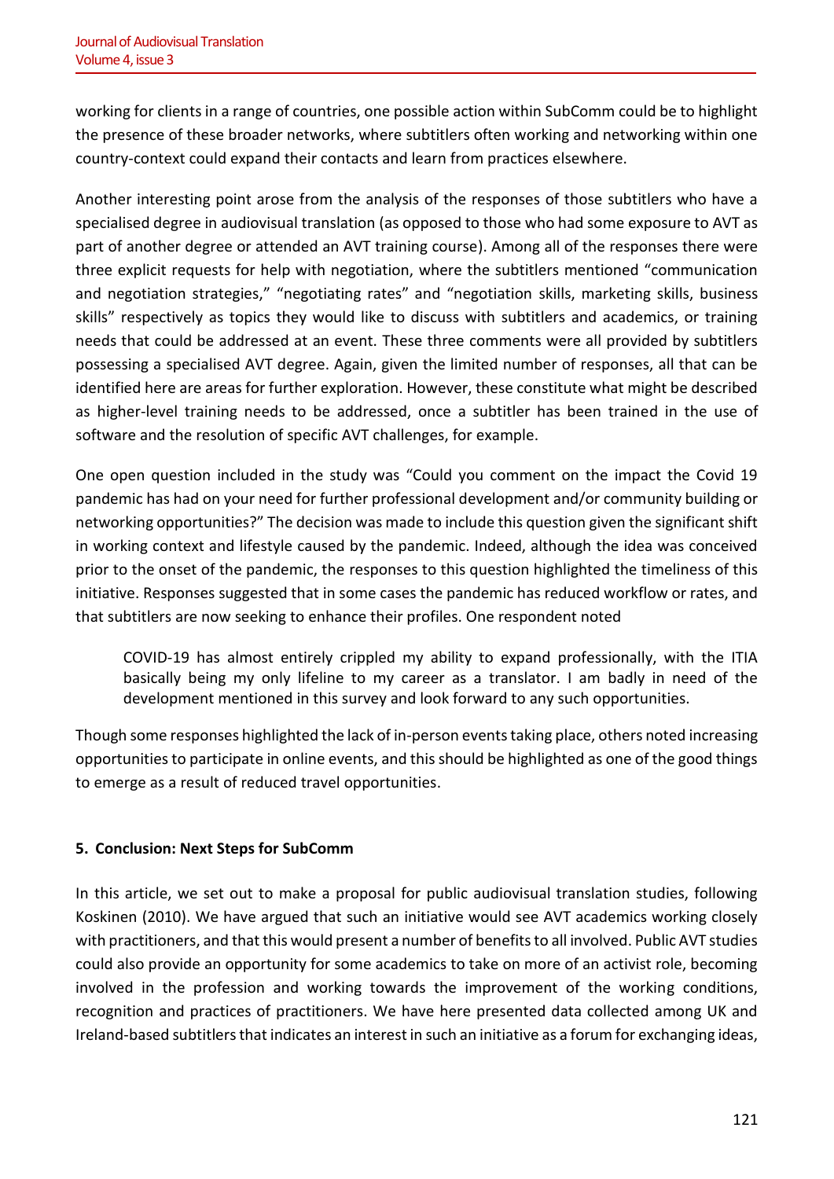working for clients in a range of countries, one possible action within SubComm could be to highlight the presence of these broader networks, where subtitlers often working and networking within one country-context could expand their contacts and learn from practices elsewhere.

Another interesting point arose from the analysis of the responses of those subtitlers who have a specialised degree in audiovisual translation (as opposed to those who had some exposure to AVT as part of another degree or attended an AVT training course). Among all of the responses there were three explicit requests for help with negotiation, where the subtitlers mentioned "communication and negotiation strategies," "negotiating rates" and "negotiation skills, marketing skills, business skills" respectively as topics they would like to discuss with subtitlers and academics, or training needs that could be addressed at an event. These three comments were all provided by subtitlers possessing a specialised AVT degree. Again, given the limited number of responses, all that can be identified here are areas for further exploration. However, these constitute what might be described as higher-level training needs to be addressed, once a subtitler has been trained in the use of software and the resolution of specific AVT challenges, for example.

One open question included in the study was "Could you comment on the impact the Covid 19 pandemic has had on your need for further professional development and/or community building or networking opportunities?" The decision was made to include this question given the significant shift in working context and lifestyle caused by the pandemic. Indeed, although the idea was conceived prior to the onset of the pandemic, the responses to this question highlighted the timeliness of this initiative. Responses suggested that in some cases the pandemic has reduced workflow or rates, and that subtitlers are now seeking to enhance their profiles. One respondent noted

> COVID-19 has almost entirely crippled my ability to expand professionally, with the ITIA basically being my only lifeline to my career as a translator. I am badly in need of the development mentioned in this survey and look forward to any such opportunities.

Though some responses highlighted the lack of in-person events taking place, others noted increasing opportunities to participate in online events, and this should be highlighted as one of the good things to emerge as a result of reduced travel opportunities.

## 5. Conclusion: Next Steps for SubComm

In this article, we set out to make a proposal for public audiovisual translation studies, following Koskinen (2010). We have argued that such an initiative would see AVT academics working closely with practitioners, and that this would present a number of benefits to all involved. Public AVT studies could also provide an opportunity for some academics to take on more of an activist role, becoming involved in the profession and working towards the improvement of the working conditions, recognition and practices of practitioners. We have here presented data collected among UK and Ireland-based subtitlers that indicates an interest in such an initiative as a forum for exchanging ideas,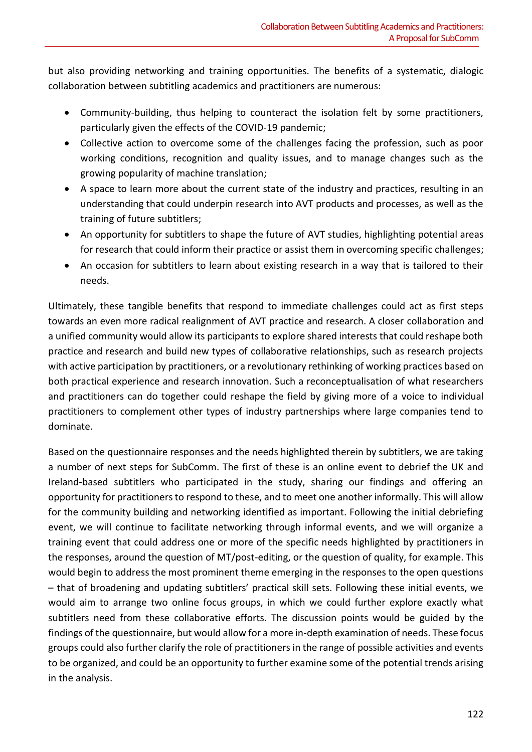but also providing networking and training opportunities. The benefits of a systematic, dialogic collaboration between subtitling academics and practitioners are numerous:

- Community-building, thus helping to counteract the isolation felt by some practitioners, particularly given the effects of the COVID-19 pandemic;
- Collective action to overcome some of the challenges facing the profession, such as poor working conditions, recognition and quality issues, and to manage changes such as the growing popularity of machine translation;
- A space to learn more about the current state of the industry and practices, resulting in an understanding that could underpin research into AVT products and processes, as well as the training of future subtitlers;
- An opportunity for subtitlers to shape the future of AVT studies, highlighting potential areas for research that could inform their practice or assist them in overcoming specific challenges;
- An occasion for subtitlers to learn about existing research in a way that is tailored to their needs.

Ultimately, these tangible benefits that respond to immediate challenges could act as first steps towards an even more radical realignment of AVT practice and research. A closer collaboration and a unified community would allow its participants to explore shared interests that could reshape both practice and research and build new types of collaborative relationships, such as research projects with active participation by practitioners, or a revolutionary rethinking of working practices based on both practical experience and research innovation. Such a reconceptualisation of what researchers and practitioners can do together could reshape the field by giving more of a voice to individual practitioners to complement other types of industry partnerships where large companies tend to dominate.

Based on the questionnaire responses and the needs highlighted therein by subtitlers, we are taking a number of next steps for SubComm. The first of these is an online event to debrief the UK and Ireland-based subtitlers who participated in the study, sharing our findings and offering an opportunity for practitioners to respond to these, and to meet one another informally. This will allow for the community building and networking identified as important. Following the initial debriefing event, we will continue to facilitate networking through informal events, and we will organize a training event that could address one or more of the specific needs highlighted by practitioners in the responses, around the question of MT/post-editing, or the question of quality, for example. This would begin to address the most prominent theme emerging in the responses to the open questions – that of broadening and updating subtitlers' practical skill sets. Following these initial events, we would aim to arrange two online focus groups, in which we could further explore exactly what subtitlers need from these collaborative efforts. The discussion points would be guided by the findings of the questionnaire, but would allow for a more in-depth examination of needs. These focus groups could also further clarify the role of practitioners in the range of possible activities and events to be organized, and could be an opportunity to further examine some of the potential trends arising in the analysis.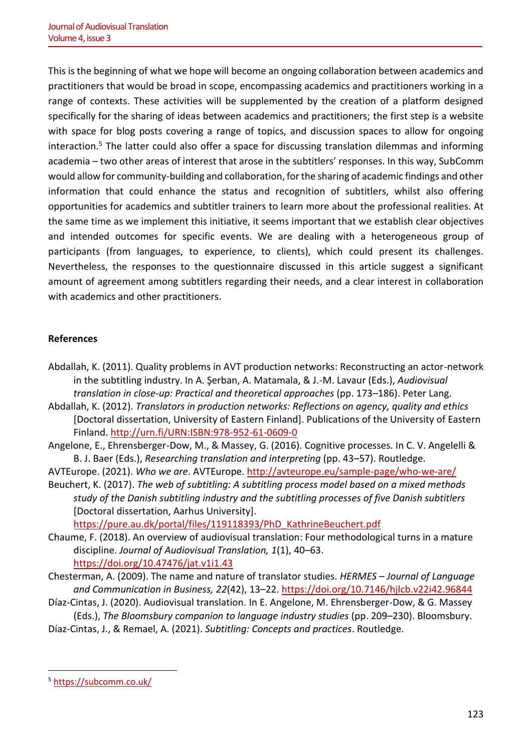This is the beginning of what we hope will become an ongoing collaboration between academics and practitioners that would be broad in scope, encompassing academics and practitioners working in a range of contexts. These activities will be supplemented by the creation of a platform designed specifically for the sharing of ideas between academics and practitioners; the first step is a website with space for blog posts covering a range of topics, and discussion spaces to allow for ongoing interaction.[5] The latter could also offer a space for discussing translation dilemmas and informing academia – two other areas of interest that arose in the subtitlers' responses. In this way, SubComm would allow for community-building and collaboration, for the sharing of academic findings and other information that could enhance the status and recognition of subtitlers, whilst also offering opportunities for academics and subtitler trainers to learn more about the professional realities. At the same time as we implement this initiative, it seems important that we establish clear objectives and intended outcomes for specific events. We are dealing with a heterogeneous group of participants (from languages, to experience, to clients), which could present its challenges. Nevertheless, the responses to the questionnaire discussed in this article suggest a significant amount of agreement among subtitlers regarding their needs, and a clear interest in collaboration with academics and other practitioners.

**References**

Abdallah, K. (2011). Quality problems in AVT production networks: Reconstructing an actor-network in the subtitling industry. In A. Şerban, A. Matamala, & J.-M. Lavaur (Eds.), *Audiovisual translation in close-up: Practical and theoretical approaches* (pp. 173–186). Peter Lang.

Abdallah, K. (2012). *Translators in production networks: Reflections on agency, quality and ethics* [Doctoral dissertation, University of Eastern Finland]. Publications of the University of Eastern Finland. http://urn.fi/URN:ISBN:978-952-61-0609-0

Angelone, E., Ehrensberger-Dow, M., & Massey, G. (2016). Cognitive processes. In C. V. Angelelli & B. J. Baer (Eds.), *Researching translation and interpreting* (pp. 43–57). Routledge.

AVTEurope. (2021). *Who we are*. AVTEurope. http://avteurope.eu/sample-page/who-we-are/

Beuchert, K. (2017). *The web of subtitling: A subtitling process model based on a mixed methods study of the Danish subtitling industry and the subtitling processes of five Danish subtitlers* [Doctoral dissertation, Aarhus University]. https://pure.au.dk/portal/files/119118393/PhD_KathrineBeuchert.pdf

Chaume, F. (2018). An overview of audiovisual translation: Four methodological turns in a mature discipline. *Journal of Audiovisual Translation, 1*(1), 40–63. https://doi.org/10.47476/jat.v1i1.43

Chesterman, A. (2009). The name and nature of translator studies. *HERMES – Journal of Language and Communication in Business, 22*(42), 13–22. https://doi.org/10.7146/hjlcb.v22i42.96844

Díaz-Cintas, J. (2020). Audiovisual translation. In E. Angelone, M. Ehrensberger-Dow, & G. Massey (Eds.), *The Bloomsbury companion to language industry studies* (pp. 209–230). Bloomsbury.

Díaz-Cintas, J., & Remael, A. (2021). *Subtitling: Concepts and practices*. Routledge.

[5] https://subcomm.co.uk/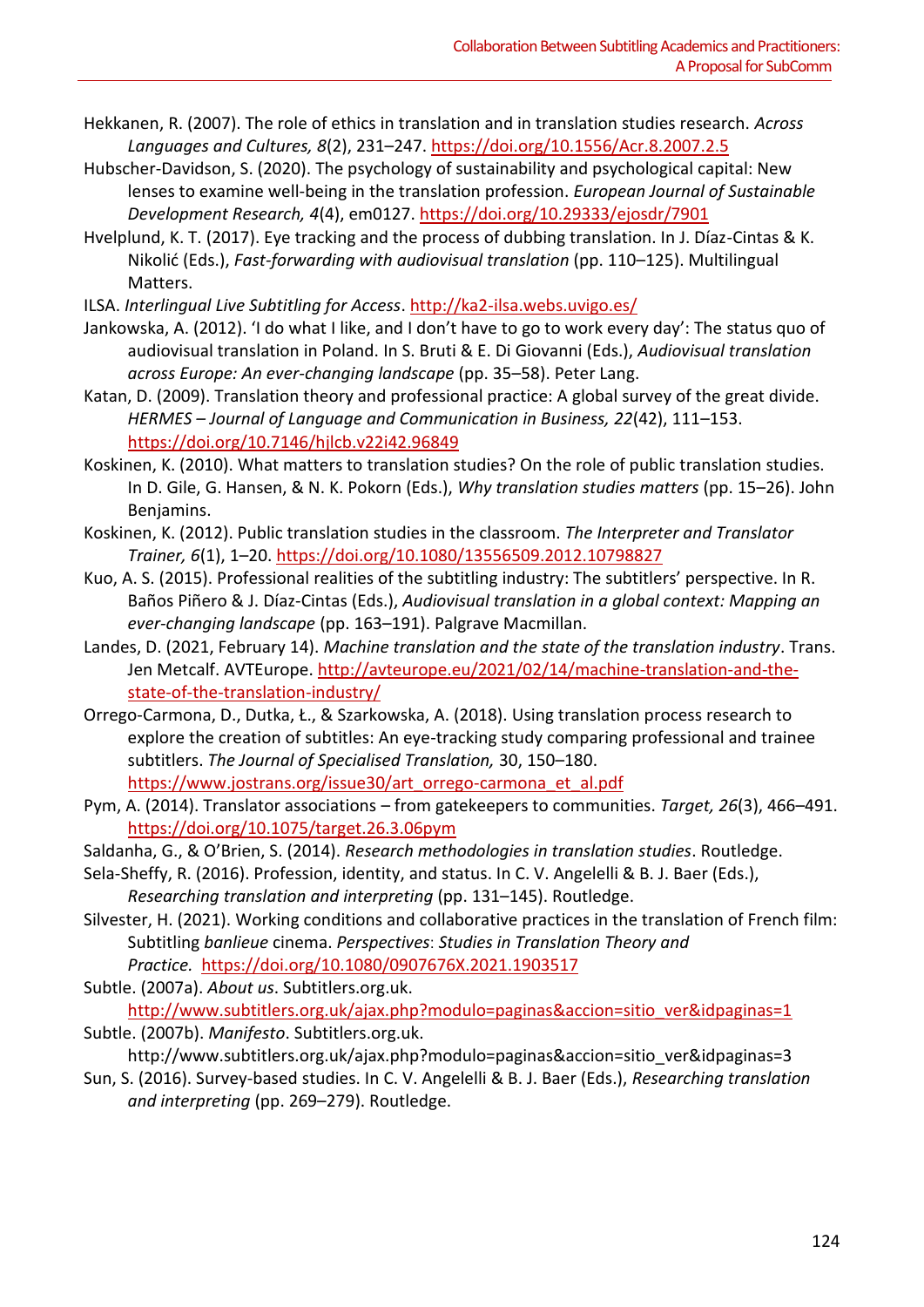Hekkanen, R. (2007). The role of ethics in translation and in translation studies research. *Across Languages and Cultures, 8*(2), 231–247. https://doi.org/10.1556/Acr.8.2007.2.5

Hubscher-Davidson, S. (2020). The psychology of sustainability and psychological capital: New lenses to examine well-being in the translation profession. *European Journal of Sustainable Development Research, 4*(4), em0127. https://doi.org/10.29333/ejosdr/7901

Hvelplund, K. T. (2017). Eye tracking and the process of dubbing translation. In J. Díaz-Cintas & K. Nikolić (Eds.), *Fast-forwarding with audiovisual translation* (pp. 110–125). Multilingual Matters.

ILSA. *Interlingual Live Subtitling for Access*. http://ka2-ilsa.webs.uvigo.es/

Jankowska, A. (2012). 'I do what I like, and I don't have to go to work every day': The status quo of audiovisual translation in Poland. In S. Bruti & E. Di Giovanni (Eds.), *Audiovisual translation across Europe: An ever-changing landscape* (pp. 35–58). Peter Lang.

Katan, D. (2009). Translation theory and professional practice: A global survey of the great divide. *HERMES – Journal of Language and Communication in Business, 22*(42), 111–153. https://doi.org/10.7146/hjlcb.v22i42.96849

Koskinen, K. (2010). What matters to translation studies? On the role of public translation studies. In D. Gile, G. Hansen, & N. K. Pokorn (Eds.), *Why translation studies matters* (pp. 15–26). John Benjamins.

Koskinen, K. (2012). Public translation studies in the classroom. *The Interpreter and Translator Trainer, 6*(1), 1–20. https://doi.org/10.1080/13556509.2012.10798827

Kuo, A. S. (2015). Professional realities of the subtitling industry: The subtitlers' perspective. In R. Baños Piñero & J. Díaz-Cintas (Eds.), *Audiovisual translation in a global context: Mapping an ever-changing landscape* (pp. 163–191). Palgrave Macmillan.

Landes, D. (2021, February 14). *Machine translation and the state of the translation industry*. Trans. Jen Metcalf. AVTEurope. http://avteurope.eu/2021/02/14/machine-translation-and-the-state-of-the-translation-industry/

Orrego-Carmona, D., Dutka, Ł., & Szarkowska, A. (2018). Using translation process research to explore the creation of subtitles: An eye-tracking study comparing professional and trainee subtitlers. *The Journal of Specialised Translation,* 30, 150–180. https://www.jostrans.org/issue30/art_orrego-carmona_et_al.pdf

Pym, A. (2014). Translator associations – from gatekeepers to communities. *Target, 26*(3), 466–491. https://doi.org/10.1075/target.26.3.06pym

Saldanha, G., & O'Brien, S. (2014). *Research methodologies in translation studies*. Routledge.

Sela-Sheffy, R. (2016). Profession, identity, and status. In C. V. Angelelli & B. J. Baer (Eds.), *Researching translation and interpreting* (pp. 131–145). Routledge.

Silvester, H. (2021). Working conditions and collaborative practices in the translation of French film: Subtitling *banlieue* cinema. *Perspectives*: *Studies in Translation Theory and Practice.* https://doi.org/10.1080/0907676X.2021.1903517

Subtle. (2007a). *About us*. Subtitlers.org.uk. http://www.subtitlers.org.uk/ajax.php?modulo=paginas&accion=sitio_ver&idpaginas=1

Subtle. (2007b). *Manifesto*. Subtitlers.org.uk. http://www.subtitlers.org.uk/ajax.php?modulo=paginas&accion=sitio_ver&idpaginas=3

Sun, S. (2016). Survey-based studies. In C. V. Angelelli & B. J. Baer (Eds.), *Researching translation and interpreting* (pp. 269–279). Routledge.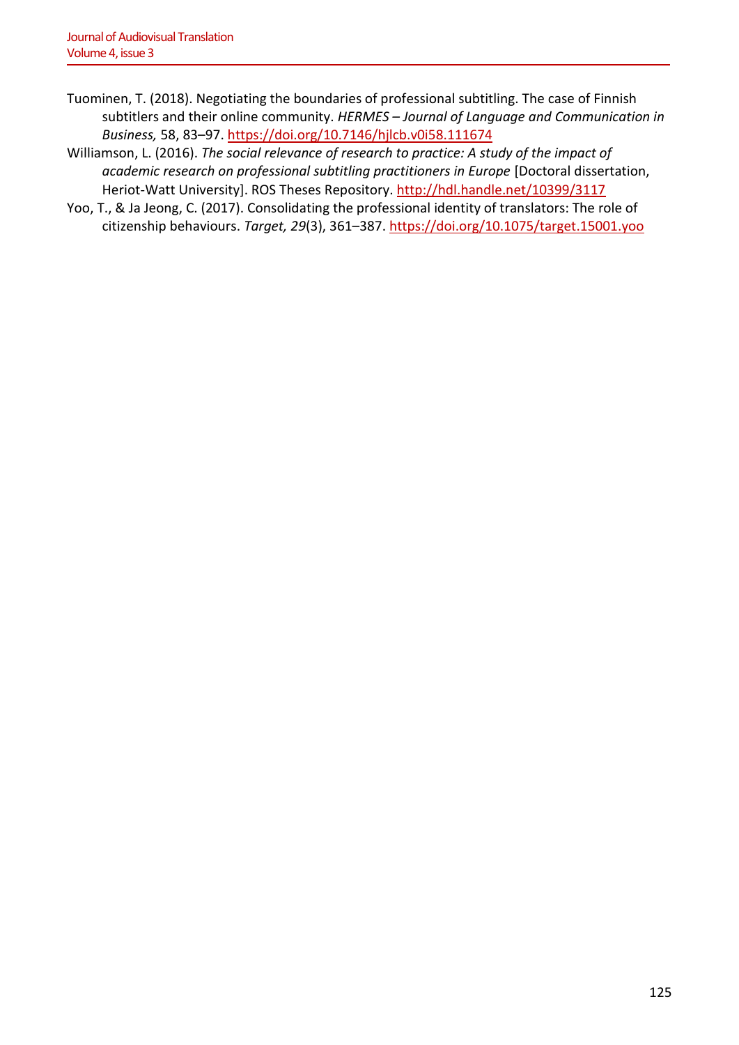Tuominen, T. (2018). Negotiating the boundaries of professional subtitling. The case of Finnish subtitlers and their online community. *HERMES – Journal of Language and Communication in Business,* 58, 83–97. https://doi.org/10.7146/hjlcb.v0i58.111674

Williamson, L. (2016). *The social relevance of research to practice: A study of the impact of academic research on professional subtitling practitioners in Europe* [Doctoral dissertation, Heriot-Watt University]. ROS Theses Repository. http://hdl.handle.net/10399/3117

Yoo, T., & Ja Jeong, C. (2017). Consolidating the professional identity of translators: The role of citizenship behaviours. *Target, 29*(3), 361–387. https://doi.org/10.1075/target.15001.yoo